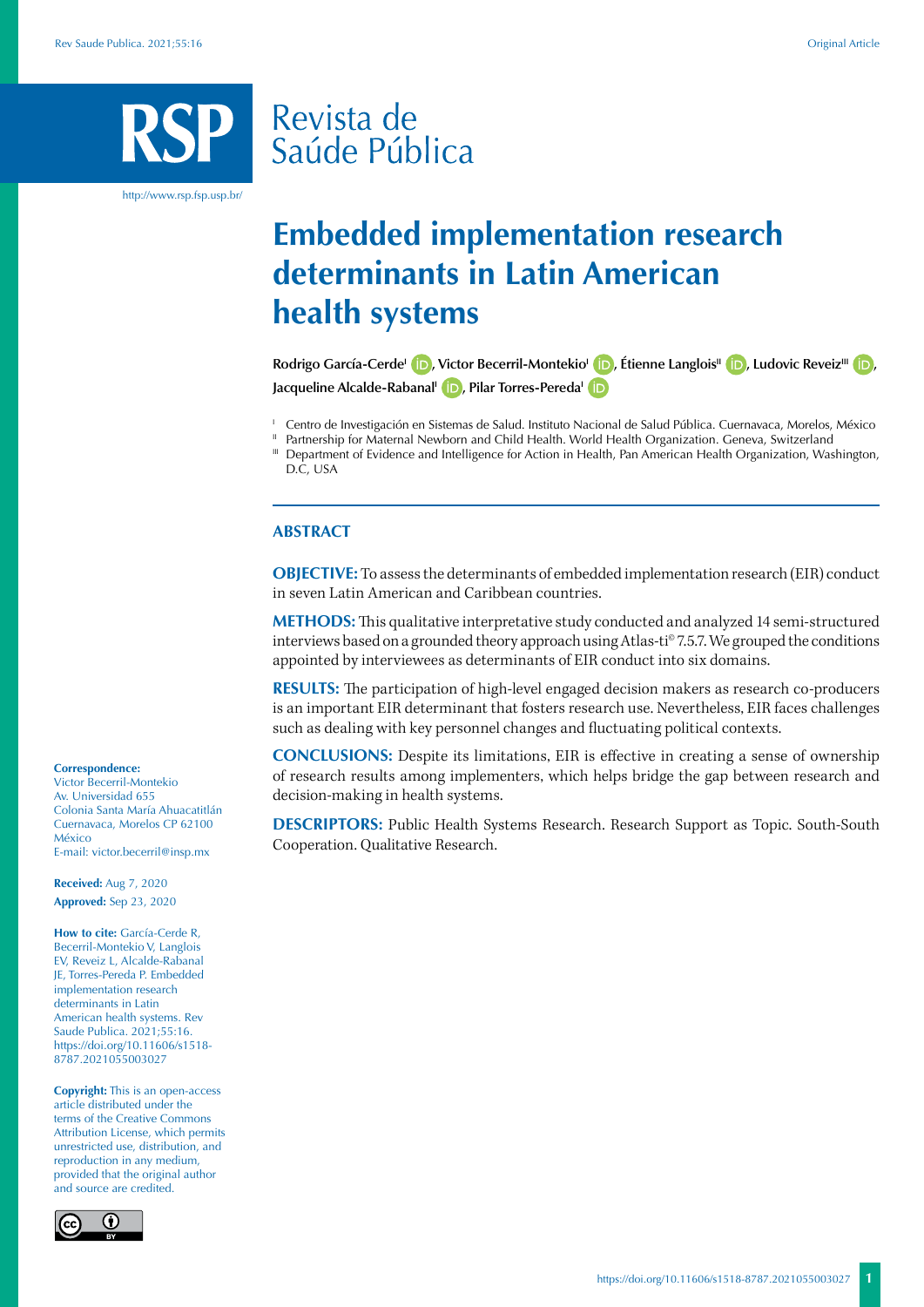# Embedded implementation research determinants in Latin American health systems

Rodrigo García-Cerde[I], Victor Becerril-Montekio[I], Étienne Langlois[II], Ludovic Reveiz[III], Jacqueline Alcalde-Rabanal[I], Pilar Torres-Pereda[I]

[I] Centro de Investigación en Sistemas de Salud. Instituto Nacional de Salud Pública. Cuernavaca, Morelos, México

[II] Partnership for Maternal Newborn and Child Health. World Health Organization. Geneva, Switzerland

[III] Department of Evidence and Intelligence for Action in Health, Pan American Health Organization, Washington, D.C, USA

## ABSTRACT

**OBJECTIVE:** To assess the determinants of embedded implementation research (EIR) conduct in seven Latin American and Caribbean countries.

**METHODS:** This qualitative interpretative study conducted and analyzed 14 semi-structured interviews based on a grounded theory approach using Atlas-ti© 7.5.7. We grouped the conditions appointed by interviewees as determinants of EIR conduct into six domains.

**RESULTS:** The participation of high-level engaged decision makers as research co-producers is an important EIR determinant that fosters research use. Nevertheless, EIR faces challenges such as dealing with key personnel changes and fluctuating political contexts.

**CONCLUSIONS:** Despite its limitations, EIR is effective in creating a sense of ownership of research results among implementers, which helps bridge the gap between research and decision-making in health systems.

**DESCRIPTORS:** Public Health Systems Research. Research Support as Topic. South-South Cooperation. Qualitative Research.

**Correspondence:**
Victor Becerril-Montekio
Av. Universidad 655
Colonia Santa María Ahuacatitlán
Cuernavaca, Morelos CP 62100
México
E-mail: victor.becerril@insp.mx

**Received:** Aug 7, 2020
**Approved:** Sep 23, 2020

**How to cite:** García-Cerde R, Becerril-Montekio V, Langlois EV, Reveiz L, Alcalde-Rabanal JE, Torres-Pereda P. Embedded implementation research determinants in Latin American health systems. Rev Saude Publica. 2021;55:16. https://doi.org/10.11606/s1518-8787.2021055003027

**Copyright:** This is an open-access article distributed under the terms of the Creative Commons Attribution License, which permits unrestricted use, distribution, and reproduction in any medium, provided that the original author and source are credited.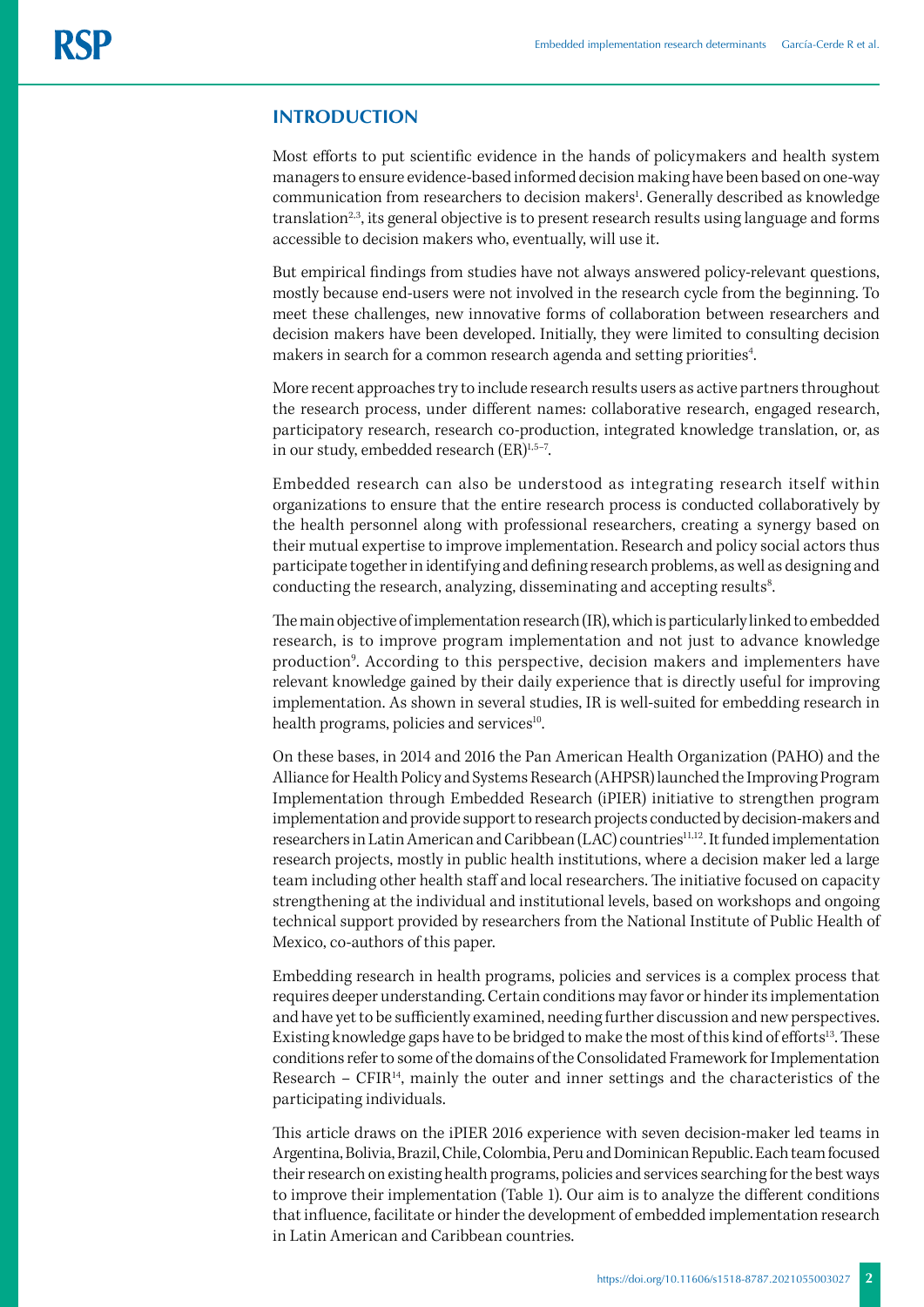## INTRODUCTION

Most efforts to put scientific evidence in the hands of policymakers and health system managers to ensure evidence-based informed decision making have been based on one-way communication from researchers to decision makers[1]. Generally described as knowledge translation[2,3], its general objective is to present research results using language and forms accessible to decision makers who, eventually, will use it.

But empirical findings from studies have not always answered policy-relevant questions, mostly because end-users were not involved in the research cycle from the beginning. To meet these challenges, new innovative forms of collaboration between researchers and decision makers have been developed. Initially, they were limited to consulting decision makers in search for a common research agenda and setting priorities[4].

More recent approaches try to include research results users as active partners throughout the research process, under different names: collaborative research, engaged research, participatory research, research co-production, integrated knowledge translation, or, as in our study, embedded research (ER)[1,5–7].

Embedded research can also be understood as integrating research itself within organizations to ensure that the entire research process is conducted collaboratively by the health personnel along with professional researchers, creating a synergy based on their mutual expertise to improve implementation. Research and policy social actors thus participate together in identifying and defining research problems, as well as designing and conducting the research, analyzing, disseminating and accepting results[8].

The main objective of implementation research (IR), which is particularly linked to embedded research, is to improve program implementation and not just to advance knowledge production[9]. According to this perspective, decision makers and implementers have relevant knowledge gained by their daily experience that is directly useful for improving implementation. As shown in several studies, IR is well-suited for embedding research in health programs, policies and services[10].

On these bases, in 2014 and 2016 the Pan American Health Organization (PAHO) and the Alliance for Health Policy and Systems Research (AHPSR) launched the Improving Program Implementation through Embedded Research (iPIER) initiative to strengthen program implementation and provide support to research projects conducted by decision-makers and researchers in Latin American and Caribbean (LAC) countries[11,12]. It funded implementation research projects, mostly in public health institutions, where a decision maker led a large team including other health staff and local researchers. The initiative focused on capacity strengthening at the individual and institutional levels, based on workshops and ongoing technical support provided by researchers from the National Institute of Public Health of Mexico, co-authors of this paper.

Embedding research in health programs, policies and services is a complex process that requires deeper understanding. Certain conditions may favor or hinder its implementation and have yet to be sufficiently examined, needing further discussion and new perspectives. Existing knowledge gaps have to be bridged to make the most of this kind of efforts[13]. These conditions refer to some of the domains of the Consolidated Framework for Implementation Research – CFIR[14], mainly the outer and inner settings and the characteristics of the participating individuals.

This article draws on the iPIER 2016 experience with seven decision-maker led teams in Argentina, Bolivia, Brazil, Chile, Colombia, Peru and Dominican Republic. Each team focused their research on existing health programs, policies and services searching for the best ways to improve their implementation (Table 1). Our aim is to analyze the different conditions that influence, facilitate or hinder the development of embedded implementation research in Latin American and Caribbean countries.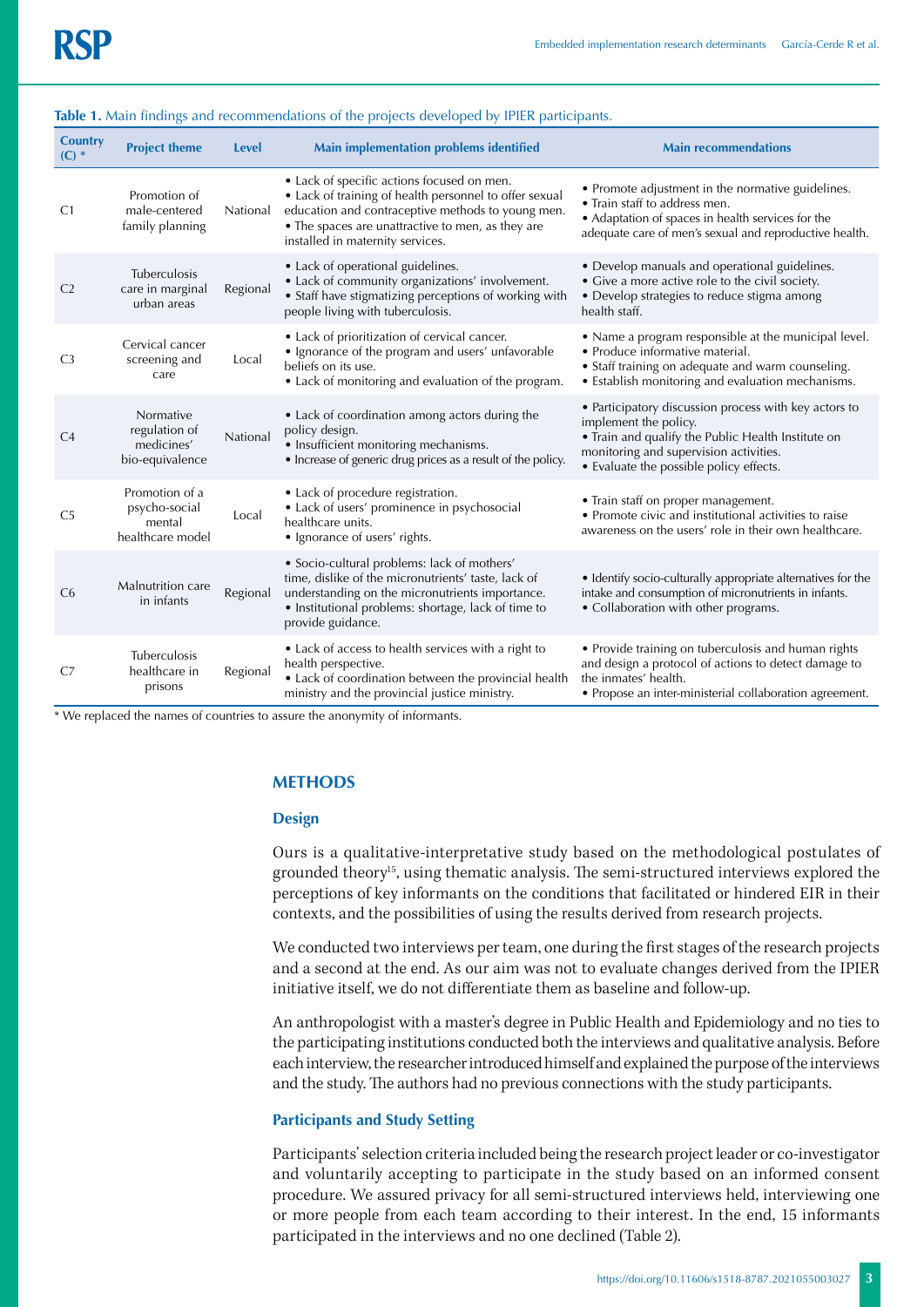**Table 1.** Main findings and recommendations of the projects developed by IPIER participants.

| Country (C) * | Project theme | Level | Main implementation problems identified | Main recommendations |
|---|---|---|---|---|
| C1 | Promotion of male-centered family planning | National | • Lack of specific actions focused on men. • Lack of training of health personnel to offer sexual education and contraceptive methods to young men. • The spaces are unattractive to men, as they are installed in maternity services. | • Promote adjustment in the normative guidelines. • Train staff to address men. • Adaptation of spaces in health services for the adequate care of men's sexual and reproductive health. |
| C2 | Tuberculosis care in marginal urban areas | Regional | • Lack of operational guidelines. • Lack of community organizations' involvement. • Staff have stigmatizing perceptions of working with people living with tuberculosis. | • Develop manuals and operational guidelines. • Give a more active role to the civil society. • Develop strategies to reduce stigma among health staff. |
| C3 | Cervical cancer screening and care | Local | • Lack of prioritization of cervical cancer. • Ignorance of the program and users' unfavorable beliefs on its use. • Lack of monitoring and evaluation of the program. | • Name a program responsible at the municipal level. • Produce informative material. • Staff training on adequate and warm counseling. • Establish monitoring and evaluation mechanisms. |
| C4 | Normative regulation of medicines' bio-equivalence | National | • Lack of coordination among actors during the policy design. • Insufficient monitoring mechanisms. • Increase of generic drug prices as a result of the policy. | • Participatory discussion process with key actors to implement the policy. • Train and qualify the Public Health Institute on monitoring and supervision activities. • Evaluate the possible policy effects. |
| C5 | Promotion of a psycho-social mental healthcare model | Local | • Lack of procedure registration. • Lack of users' prominence in psychosocial healthcare units. • Ignorance of users' rights. | • Train staff on proper management. • Promote civic and institutional activities to raise awareness on the users' role in their own healthcare. |
| C6 | Malnutrition care in infants | Regional | • Socio-cultural problems: lack of mothers' time, dislike of the micronutrients' taste, lack of understanding on the micronutrients importance. • Institutional problems: shortage, lack of time to provide guidance. | • Identify socio-culturally appropriate alternatives for the intake and consumption of micronutrients in infants. • Collaboration with other programs. |
| C7 | Tuberculosis healthcare in prisons | Regional | • Lack of access to health services with a right to health perspective. • Lack of coordination between the provincial health ministry and the provincial justice ministry. | • Provide training on tuberculosis and human rights and design a protocol of actions to detect damage to the inmates' health. • Propose an inter-ministerial collaboration agreement. |

* We replaced the names of countries to assure the anonymity of informants.

## METHODS

### Design

Ours is a qualitative-interpretative study based on the methodological postulates of grounded theory[15], using thematic analysis. The semi-structured interviews explored the perceptions of key informants on the conditions that facilitated or hindered EIR in their contexts, and the possibilities of using the results derived from research projects.

We conducted two interviews per team, one during the first stages of the research projects and a second at the end. As our aim was not to evaluate changes derived from the IPIER initiative itself, we do not differentiate them as baseline and follow-up.

An anthropologist with a master's degree in Public Health and Epidemiology and no ties to the participating institutions conducted both the interviews and qualitative analysis. Before each interview, the researcher introduced himself and explained the purpose of the interviews and the study. The authors had no previous connections with the study participants.

### Participants and Study Setting

Participants' selection criteria included being the research project leader or co-investigator and voluntarily accepting to participate in the study based on an informed consent procedure. We assured privacy for all semi-structured interviews held, interviewing one or more people from each team according to their interest. In the end, 15 informants participated in the interviews and no one declined (Table 2).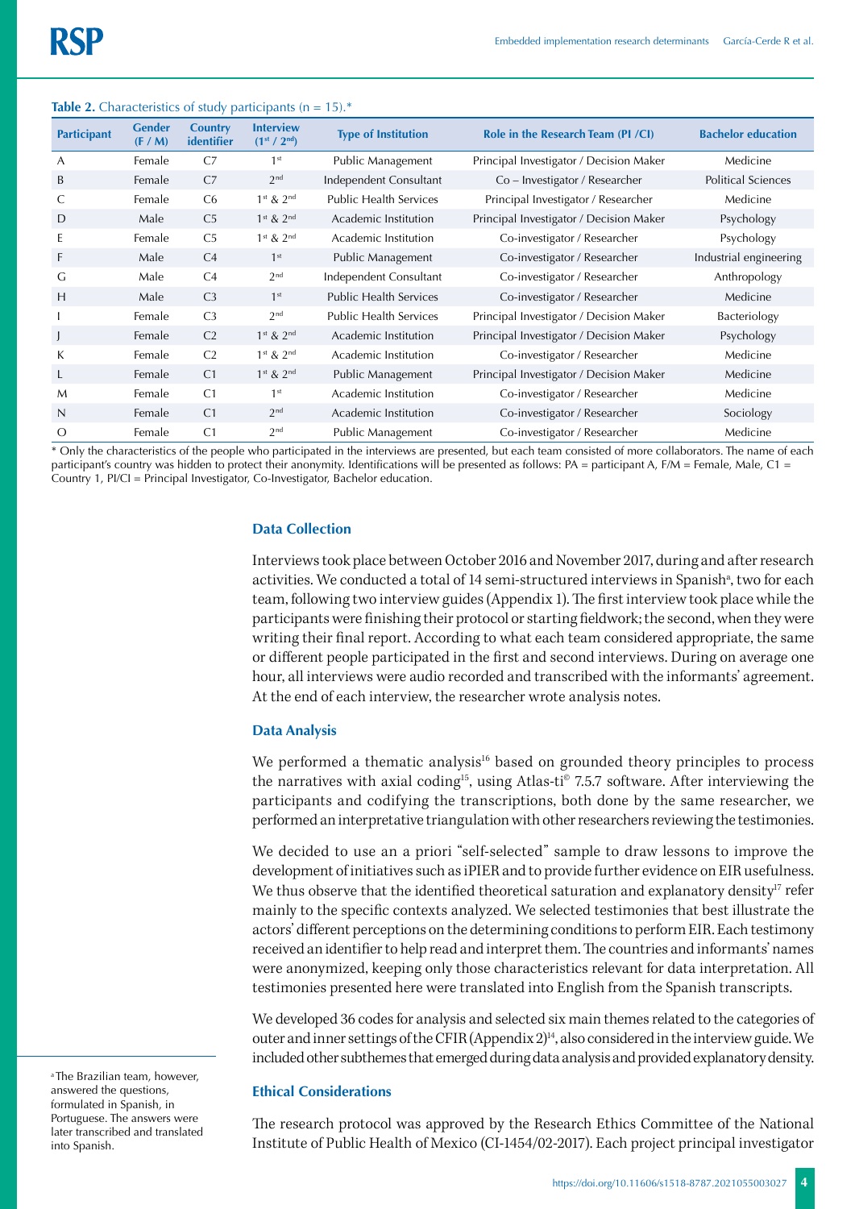**Table 2.** Characteristics of study participants (n = 15).*

| Participant | Gender (F / M) | Country identifier | Interview (1st / 2nd) | Type of Institution | Role in the Research Team (PI /CI) | Bachelor education |
|---|---|---|---|---|---|---|
| A | Female | C7 | 1st | Public Management | Principal Investigator / Decision Maker | Medicine |
| B | Female | C7 | 2nd | Independent Consultant | Co – Investigator / Researcher | Political Sciences |
| C | Female | C6 | 1st & 2nd | Public Health Services | Principal Investigator / Researcher | Medicine |
| D | Male | C5 | 1st & 2nd | Academic Institution | Principal Investigator / Decision Maker | Psychology |
| E | Female | C5 | 1st & 2nd | Academic Institution | Co-investigator / Researcher | Psychology |
| F | Male | C4 | 1st | Public Management | Co-investigator / Researcher | Industrial engineering |
| G | Male | C4 | 2nd | Independent Consultant | Co-investigator / Researcher | Anthropology |
| H | Male | C3 | 1st | Public Health Services | Co-investigator / Researcher | Medicine |
| I | Female | C3 | 2nd | Public Health Services | Principal Investigator / Decision Maker | Bacteriology |
| J | Female | C2 | 1st & 2nd | Academic Institution | Principal Investigator / Decision Maker | Psychology |
| K | Female | C2 | 1st & 2nd | Academic Institution | Co-investigator / Researcher | Medicine |
| L | Female | C1 | 1st & 2nd | Public Management | Principal Investigator / Decision Maker | Medicine |
| M | Female | C1 | 1st | Academic Institution | Co-investigator / Researcher | Medicine |
| N | Female | C1 | 2nd | Academic Institution | Co-investigator / Researcher | Sociology |
| O | Female | C1 | 2nd | Public Management | Co-investigator / Researcher | Medicine |

* Only the characteristics of the people who participated in the interviews are presented, but each team consisted of more collaborators. The name of each participant's country was hidden to protect their anonymity. Identifications will be presented as follows: PA = participant A, F/M = Female, Male, C1 = Country 1, PI/CI = Principal Investigator, Co-Investigator, Bachelor education.

### Data Collection

Interviews took place between October 2016 and November 2017, during and after research activities. We conducted a total of 14 semi-structured interviews in Spanish[a], two for each team, following two interview guides (Appendix 1). The first interview took place while the participants were finishing their protocol or starting fieldwork; the second, when they were writing their final report. According to what each team considered appropriate, the same or different people participated in the first and second interviews. During on average one hour, all interviews were audio recorded and transcribed with the informants' agreement. At the end of each interview, the researcher wrote analysis notes.

### Data Analysis

We performed a thematic analysis[16] based on grounded theory principles to process the narratives with axial coding[15], using Atlas-ti© 7.5.7 software. After interviewing the participants and codifying the transcriptions, both done by the same researcher, we performed an interpretative triangulation with other researchers reviewing the testimonies.

We decided to use an a priori "self-selected" sample to draw lessons to improve the development of initiatives such as iPIER and to provide further evidence on EIR usefulness. We thus observe that the identified theoretical saturation and explanatory density[17] refer mainly to the specific contexts analyzed. We selected testimonies that best illustrate the actors' different perceptions on the determining conditions to perform EIR. Each testimony received an identifier to help read and interpret them. The countries and informants' names were anonymized, keeping only those characteristics relevant for data interpretation. All testimonies presented here were translated into English from the Spanish transcripts.

We developed 36 codes for analysis and selected six main themes related to the categories of outer and inner settings of the CFIR (Appendix 2)[14], also considered in the interview guide. We included other subthemes that emerged during data analysis and provided explanatory density.

### Ethical Considerations

The research protocol was approved by the Research Ethics Committee of the National Institute of Public Health of Mexico (CI-1454/02-2017). Each project principal investigator

[a] The Brazilian team, however, answered the questions, formulated in Spanish, in Portuguese. The answers were later transcribed and translated into Spanish.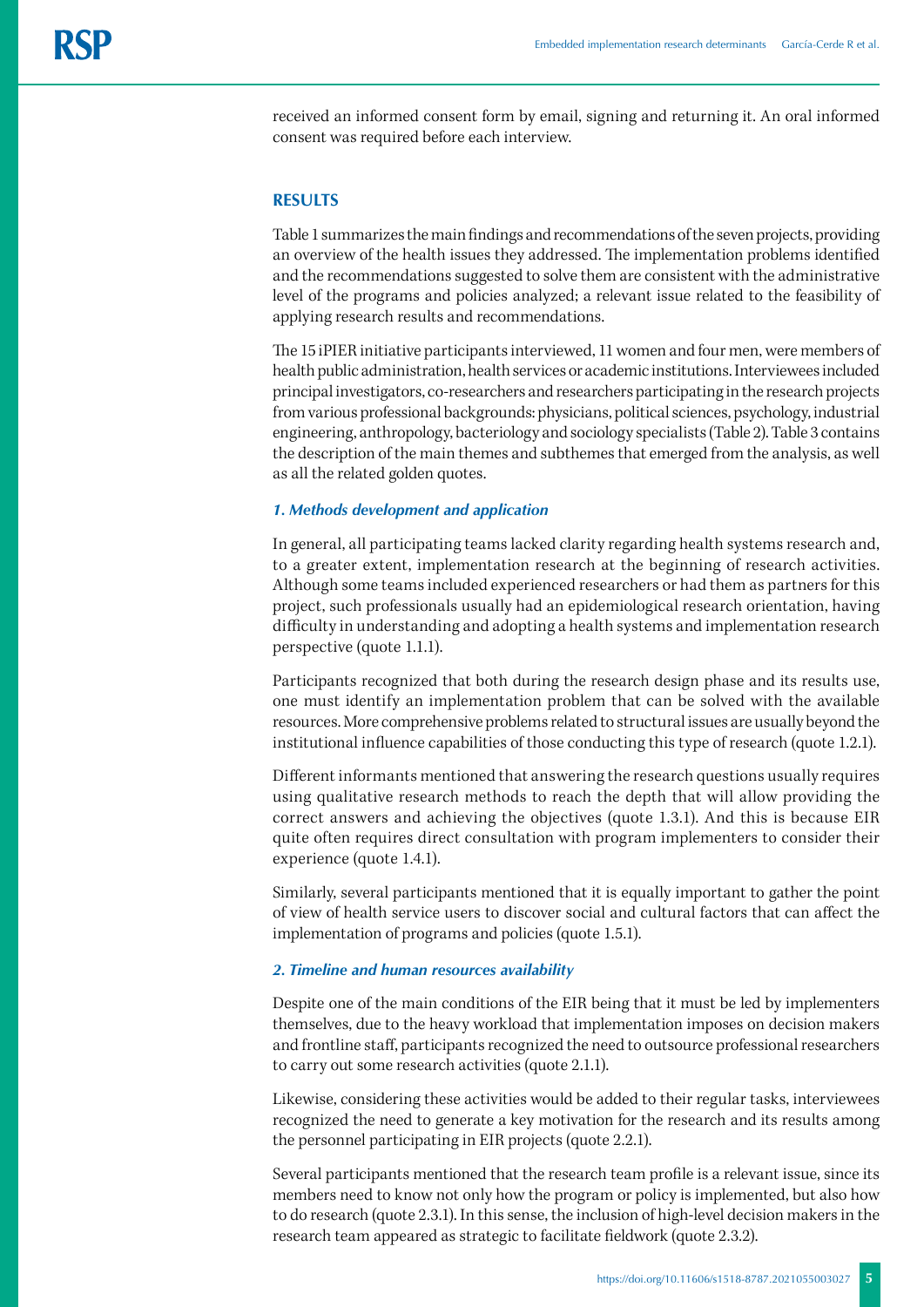received an informed consent form by email, signing and returning it. An oral informed consent was required before each interview.

## RESULTS

Table 1 summarizes the main findings and recommendations of the seven projects, providing an overview of the health issues they addressed. The implementation problems identified and the recommendations suggested to solve them are consistent with the administrative level of the programs and policies analyzed; a relevant issue related to the feasibility of applying research results and recommendations.

The 15 iPIER initiative participants interviewed, 11 women and four men, were members of health public administration, health services or academic institutions. Interviewees included principal investigators, co-researchers and researchers participating in the research projects from various professional backgrounds: physicians, political sciences, psychology, industrial engineering, anthropology, bacteriology and sociology specialists (Table 2). Table 3 contains the description of the main themes and subthemes that emerged from the analysis, as well as all the related golden quotes.

### *1. Methods development and application*

In general, all participating teams lacked clarity regarding health systems research and, to a greater extent, implementation research at the beginning of research activities. Although some teams included experienced researchers or had them as partners for this project, such professionals usually had an epidemiological research orientation, having difficulty in understanding and adopting a health systems and implementation research perspective (quote 1.1.1).

Participants recognized that both during the research design phase and its results use, one must identify an implementation problem that can be solved with the available resources. More comprehensive problems related to structural issues are usually beyond the institutional influence capabilities of those conducting this type of research (quote 1.2.1).

Different informants mentioned that answering the research questions usually requires using qualitative research methods to reach the depth that will allow providing the correct answers and achieving the objectives (quote 1.3.1). And this is because EIR quite often requires direct consultation with program implementers to consider their experience (quote 1.4.1).

Similarly, several participants mentioned that it is equally important to gather the point of view of health service users to discover social and cultural factors that can affect the implementation of programs and policies (quote 1.5.1).

### *2. Timeline and human resources availability*

Despite one of the main conditions of the EIR being that it must be led by implementers themselves, due to the heavy workload that implementation imposes on decision makers and frontline staff, participants recognized the need to outsource professional researchers to carry out some research activities (quote 2.1.1).

Likewise, considering these activities would be added to their regular tasks, interviewees recognized the need to generate a key motivation for the research and its results among the personnel participating in EIR projects (quote 2.2.1).

Several participants mentioned that the research team profile is a relevant issue, since its members need to know not only how the program or policy is implemented, but also how to do research (quote 2.3.1). In this sense, the inclusion of high-level decision makers in the research team appeared as strategic to facilitate fieldwork (quote 2.3.2).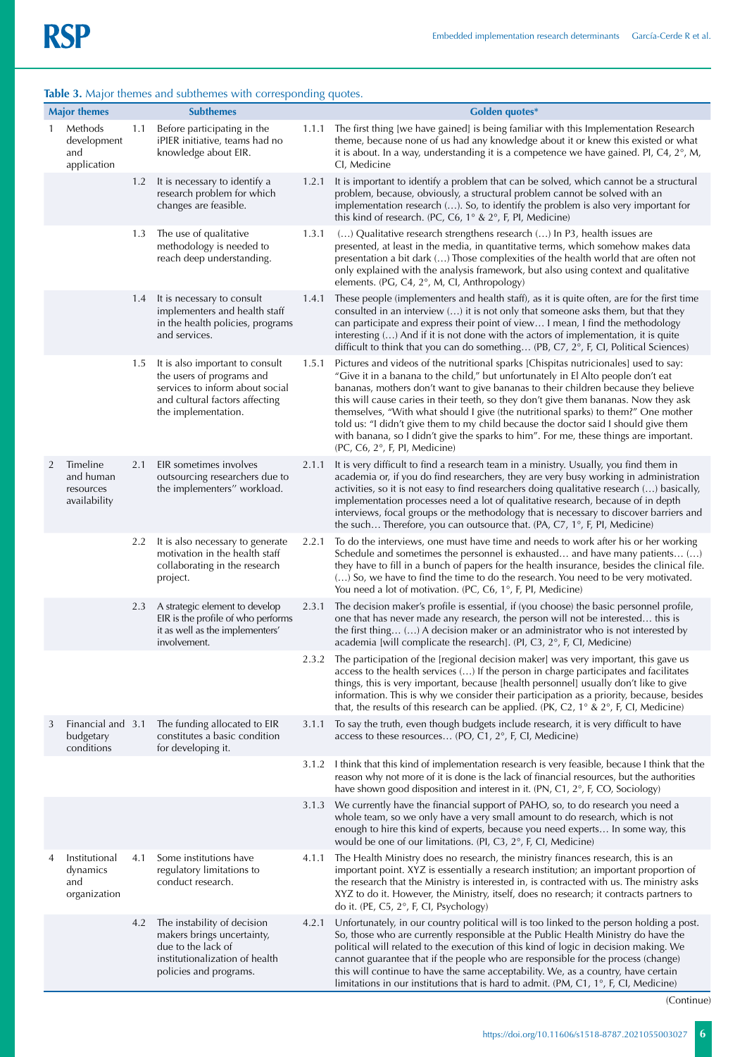**Table 3.** Major themes and subthemes with corresponding quotes.

| | Major themes | | Subthemes | | Golden quotes* |
|---|---|---|---|---|---|
| 1 | Methods development and application | 1.1 | Before participating in the iPIER initiative, teams had no knowledge about EIR. | 1.1.1 | The first thing [we have gained] is being familiar with this Implementation Research theme, because none of us had any knowledge about it or knew this existed or what it is about. In a way, understanding it is a competence we have gained. PI, C4, 2°, M, CI, Medicine |
| | | 1.2 | It is necessary to identify a research problem for which changes are feasible. | 1.2.1 | It is important to identify a problem that can be solved, which cannot be a structural problem, because, obviously, a structural problem cannot be solved with an implementation research (…). So, to identify the problem is also very important for this kind of research. (PC, C6, 1° & 2°, F, PI, Medicine) |
| | | 1.3 | The use of qualitative methodology is needed to reach deep understanding. | 1.3.1 | (…) Qualitative research strengthens research (…) In P3, health issues are presented, at least in the media, in quantitative terms, which somehow makes data presentation a bit dark (…) Those complexities of the health world that are often not only explained with the analysis framework, but also using context and qualitative elements. (PG, C4, 2°, M, CI, Anthropology) |
| | | 1.4 | It is necessary to consult implementers and health staff in the health policies, programs and services. | 1.4.1 | These people (implementers and health staff), as it is quite often, are for the first time consulted in an interview (…) it is not only that someone asks them, but that they can participate and express their point of view… I mean, I find the methodology interesting (…) And if it is not done with the actors of implementation, it is quite difficult to think that you can do something… (PB, C7, 2°, F, CI, Political Sciences) |
| | | 1.5 | It is also important to consult the users of programs and services to inform about social and cultural factors affecting the implementation. | 1.5.1 | Pictures and videos of the nutritional sparks [Chispitas nutricionales] used to say: "Give it in a banana to the child," but unfortunately in El Alto people don't eat bananas, mothers don't want to give bananas to their children because they believe this will cause caries in their teeth, so they don't give them bananas. Now they ask themselves, "With what should I give (the nutritional sparks) to them?" One mother told us: "I didn't give them to my child because the doctor said I should give them with banana, so I didn't give the sparks to him". For me, these things are important. (PC, C6, 2°, F, PI, Medicine) |
| 2 | Timeline and human resources availability | 2.1 | EIR sometimes involves outsourcing researchers due to the implementers'' workload. | 2.1.1 | It is very difficult to find a research team in a ministry. Usually, you find them in academia or, if you do find researchers, they are very busy working in administration activities, so it is not easy to find researchers doing qualitative research (…) basically, implementation processes need a lot of qualitative research, because of in depth interviews, focal groups or the methodology that is necessary to discover barriers and the such… Therefore, you can outsource that. (PA, C7, 1°, F, PI, Medicine) |
| | | 2.2 | It is also necessary to generate motivation in the health staff collaborating in the research project. | 2.2.1 | To do the interviews, one must have time and needs to work after his or her working Schedule and sometimes the personnel is exhausted… and have many patients… (…) they have to fill in a bunch of papers for the health insurance, besides the clinical file. (…) So, we have to find the time to do the research. You need to be very motivated. You need a lot of motivation. (PC, C6, 1°, F, PI, Medicine) |
| | | 2.3 | A strategic element to develop EIR is the profile of who performs it as well as the implementers' involvement. | 2.3.1 | The decision maker's profile is essential, if (you choose) the basic personnel profile, one that has never made any research, the person will not be interested… this is the first thing… (…) A decision maker or an administrator who is not interested by academia [will complicate the research]. (PI, C3, 2°, F, CI, Medicine) |
| | | | | 2.3.2 | The participation of the [regional decision maker] was very important, this gave us access to the health services (…) If the person in charge participates and facilitates things, this is very important, because [health personnel] usually don't like to give information. This is why we consider their participation as a priority, because, besides that, the results of this research can be applied. (PK, C2, 1° & 2°, F, CI, Medicine) |
| 3 | Financial and budgetary conditions | 3.1 | The funding allocated to EIR constitutes a basic condition for developing it. | 3.1.1 | To say the truth, even though budgets include research, it is very difficult to have access to these resources… (PO, C1, 2°, F, CI, Medicine) |
| | | | | 3.1.2 | I think that this kind of implementation research is very feasible, because I think that the reason why not more of it is done is the lack of financial resources, but the authorities have shown good disposition and interest in it. (PN, C1, 2°, F, CO, Sociology) |
| | | | | 3.1.3 | We currently have the financial support of PAHO, so, to do research you need a whole team, so we only have a very small amount to do research, which is not enough to hire this kind of experts, because you need experts… In some way, this would be one of our limitations. (PI, C3, 2°, F, CI, Medicine) |
| 4 | Institutional dynamics and organization | 4.1 | Some institutions have regulatory limitations to conduct research. | 4.1.1 | The Health Ministry does no research, the ministry finances research, this is an important point. XYZ is essentially a research institution; an important proportion of the research that the Ministry is interested in, is contracted with us. The ministry asks XYZ to do it. However, the Ministry, itself, does no research; it contracts partners to do it. (PE, C5, 2°, F, CI, Psychology) |
| | | 4.2 | The instability of decision makers brings uncertainty, due to the lack of institutionalization of health policies and programs. | 4.2.1 | Unfortunately, in our country political will is too linked to the person holding a post. So, those who are currently responsible at the Public Health Ministry do have the political will related to the execution of this kind of logic in decision making. We cannot guarantee that if the people who are responsible for the process (change) this will continue to have the same acceptability. We, as a country, have certain limitations in our institutions that is hard to admit. (PM, C1, 1°, F, CI, Medicine) |

(Continue)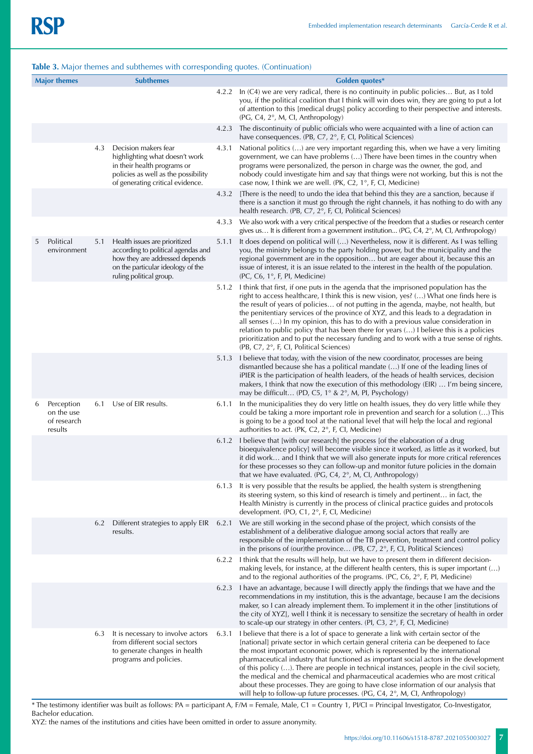**Table 3.** Major themes and subthemes with corresponding quotes. (Continuation)

| Major themes | | Subthemes | | Golden quotes* | |
|---|---|---|---|---|---|
| | | | | 4.2.2 | In (C4) we are very radical, there is no continuity in public policies… But, as I told you, if the political coalition that I think will win does win, they are going to put a lot of attention to this [medical drugs] policy according to their perspective and interests. (PG, C4, 2°, M, CI, Anthropology) |
| | | | | 4.2.3 | The discontinuity of public officials who were acquainted with a line of action can have consequences. (PB, C7, 2°, F, CI, Political Sciences) |
| | | 4.3 | Decision makers fear highlighting what doesn't work in their health programs or policies as well as the possibility of generating critical evidence. | 4.3.1 | National politics (…) are very important regarding this, when we have a very limiting government, we can have problems (…) There have been times in the country when programs were personalized, the person in charge was the owner, the god, and nobody could investigate him and say that things were not working, but this is not the case now, I think we are well. (PK, C2, 1°, F, CI, Medicine) |
| | | | | 4.3.2 | [There is the need] to undo the idea that behind this they are a sanction, because if there is a sanction it must go through the right channels, it has nothing to do with any health research. (PB, C7, 2°, F, CI, Political Sciences) |
| | | | | 4.3.3 | We also work with a very critical perspective of the freedom that a studies or research center gives us… It is different from a government institution… (PG, C4, 2°, M, CI, Anthropology) |
| 5 | Political environment | 5.1 | Health issues are prioritized according to political agendas and how they are addressed depends on the particular ideology of the ruling political group. | 5.1.1 | It does depend on political will (…) Nevertheless, now it is different. As I was telling you, the ministry belongs to the party holding power, but the municipality and the regional government are in the opposition… but are eager about it, because this an issue of interest, it is an issue related to the interest in the health of the population. (PC, C6, 1°, F, PI, Medicine) |
| | | | | 5.1.2 | I think that first, if one puts in the agenda that the imprisoned population has the right to access healthcare, I think this is new vision, yes? (…) What one finds here is the result of years of policies… of not putting in the agenda, maybe, not health, but the penitentiary services of the province of XYZ, and this leads to a degradation in all senses (…) In my opinion, this has to do with a previous value consideration in relation to public policy that has been there for years (…) I believe this is a policies prioritization and to put the necessary funding and to work with a true sense of rights. (PB, C7, 2°, F, CI, Political Sciences) |
| | | | | 5.1.3 | I believe that today, with the vision of the new coordinator, processes are being dismantled because she has a political mandate (…) If one of the leading lines of iPIER is the participation of health leaders, of the heads of health services, decision makers, I think that now the execution of this methodology (EIR) … I'm being sincere, may be difficult… (PD, C5, 1° & 2°, M, PI, Psychology) |
| 6 | Perception on the use of research results | 6.1 | Use of EIR results. | 6.1.1 | In the municipalities they do very little on health issues, they do very little while they could be taking a more important role in prevention and search for a solution (…) This is going to be a good tool at the national level that will help the local and regional authorities to act. (PK, C2, 2°, F, CI, Medicine) |
| | | | | 6.1.2 | I believe that [with our research] the process [of the elaboration of a drug bioequivalence policy] will become visible since it worked, as little as it worked, but it did work… and I think that we will also generate inputs for more critical references for these processes so they can follow-up and monitor future policies in the domain that we have evaluated. (PG, C4, 2°, M, CI, Anthropology) |
| | | | | 6.1.3 | It is very possible that the results be applied, the health system is strengthening its steering system, so this kind of research is timely and pertinent… in fact, the Health Ministry is currently in the process of clinical practice guides and protocols development. (PO, C1, 2°, F, CI, Medicine) |
| | | 6.2 | Different strategies to apply EIR results. | 6.2.1 | We are still working in the second phase of the project, which consists of the establishment of a deliberative dialogue among social actors that really are responsible of the implementation of the TB prevention, treatment and control policy in the prisons of (our)the province… (PB, C7, 2°, F, CI, Political Sciences) |
| | | | | 6.2.2 | I think that the results will help, but we have to present them in different decision-making levels, for instance, at the different health centers, this is super important (…) and to the regional authorities of the programs. (PC, C6, 2°, F, PI, Medicine) |
| | | | | 6.2.3 | I have an advantage, because I will directly apply the findings that we have and the recommendations in my institution, this is the advantage, because I am the decisions maker, so I can already implement them. To implement it in the other [institutions of the city of XYZ], well I think it is necessary to sensitize the secretary of health in order to scale-up our strategy in other centers. (PI, C3, 2°, F, CI, Medicine) |
| | | 6.3 | It is necessary to involve actors from different social sectors to generate changes in health programs and policies. | 6.3.1 | I believe that there is a lot of space to generate a link with certain sector of the [national] private sector in which certain general criteria can be deepened to face the most important economic power, which is represented by the international pharmaceutical industry that functioned as important social actors in the development of this policy (…). There are people in technical instances, people in the civil society, the medical and the chemical and pharmaceutical academies who are most critical about these processes. They are going to have close information of our analysis that will help to follow-up future processes. (PG, C4, 2°, M, CI, Anthropology) |

\* The testimony identifier was built as follows: PA = participant A, F/M = Female, Male, C1 = Country 1, PI/CI = Principal Investigator, Co-Investigator, Bachelor education.

XYZ: the names of the institutions and cities have been omitted in order to assure anonymity.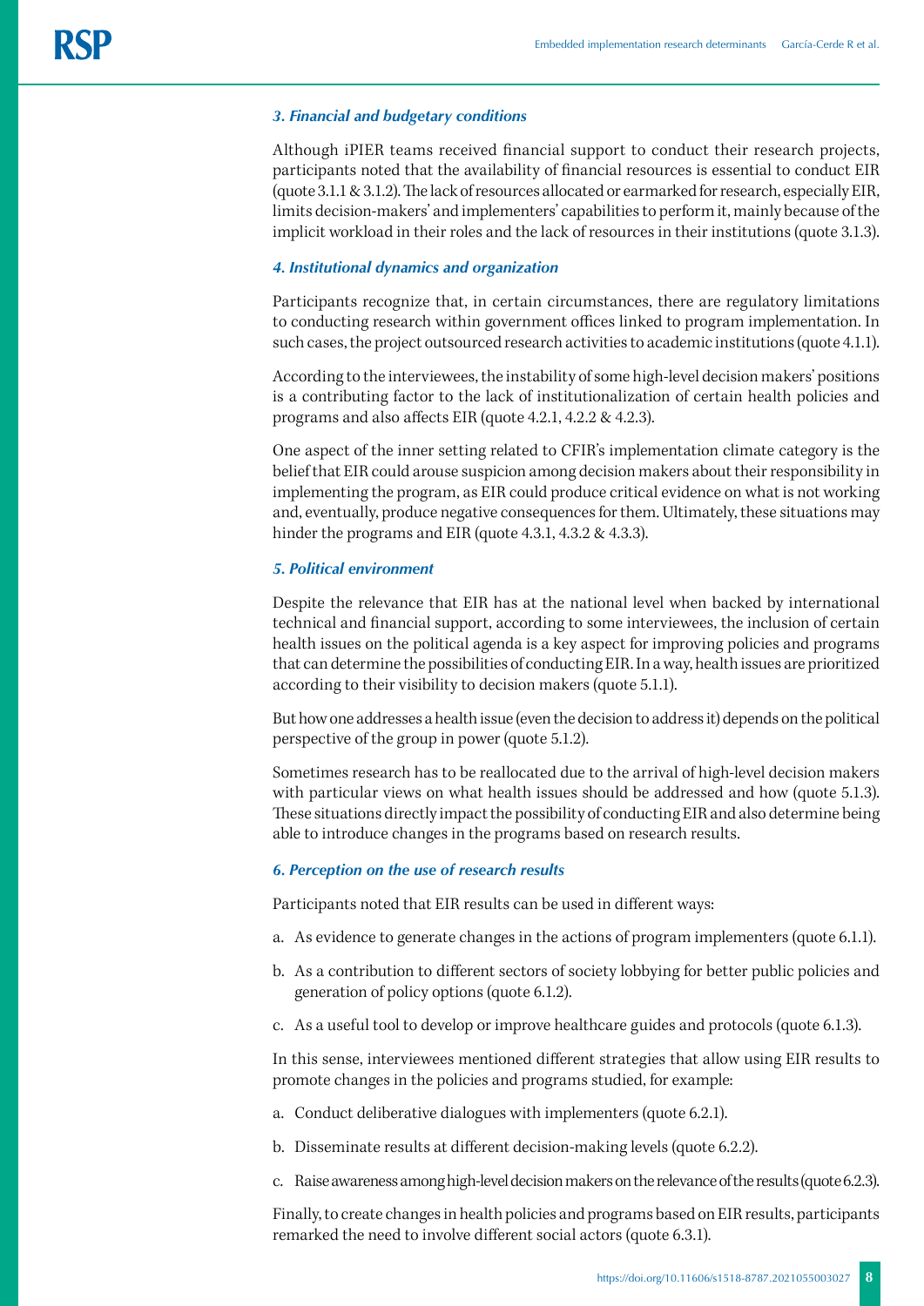### *3. Financial and budgetary conditions*

Although iPIER teams received financial support to conduct their research projects, participants noted that the availability of financial resources is essential to conduct EIR (quote 3.1.1 & 3.1.2). The lack of resources allocated or earmarked for research, especially EIR, limits decision-makers' and implementers' capabilities to perform it, mainly because of the implicit workload in their roles and the lack of resources in their institutions (quote 3.1.3).

### *4. Institutional dynamics and organization*

Participants recognize that, in certain circumstances, there are regulatory limitations to conducting research within government offices linked to program implementation. In such cases, the project outsourced research activities to academic institutions (quote 4.1.1).

According to the interviewees, the instability of some high-level decision makers' positions is a contributing factor to the lack of institutionalization of certain health policies and programs and also affects EIR (quote 4.2.1, 4.2.2 & 4.2.3).

One aspect of the inner setting related to CFIR's implementation climate category is the belief that EIR could arouse suspicion among decision makers about their responsibility in implementing the program, as EIR could produce critical evidence on what is not working and, eventually, produce negative consequences for them. Ultimately, these situations may hinder the programs and EIR (quote 4.3.1, 4.3.2 & 4.3.3).

### *5. Political environment*

Despite the relevance that EIR has at the national level when backed by international technical and financial support, according to some interviewees, the inclusion of certain health issues on the political agenda is a key aspect for improving policies and programs that can determine the possibilities of conducting EIR. In a way, health issues are prioritized according to their visibility to decision makers (quote 5.1.1).

But how one addresses a health issue (even the decision to address it) depends on the political perspective of the group in power (quote 5.1.2).

Sometimes research has to be reallocated due to the arrival of high-level decision makers with particular views on what health issues should be addressed and how (quote 5.1.3). These situations directly impact the possibility of conducting EIR and also determine being able to introduce changes in the programs based on research results.

### *6. Perception on the use of research results*

Participants noted that EIR results can be used in different ways:

a. As evidence to generate changes in the actions of program implementers (quote 6.1.1).

b. As a contribution to different sectors of society lobbying for better public policies and generation of policy options (quote 6.1.2).

c. As a useful tool to develop or improve healthcare guides and protocols (quote 6.1.3).

In this sense, interviewees mentioned different strategies that allow using EIR results to promote changes in the policies and programs studied, for example:

a. Conduct deliberative dialogues with implementers (quote 6.2.1).

b. Disseminate results at different decision-making levels (quote 6.2.2).

c. Raise awareness among high-level decision makers on the relevance of the results (quote 6.2.3).

Finally, to create changes in health policies and programs based on EIR results, participants remarked the need to involve different social actors (quote 6.3.1).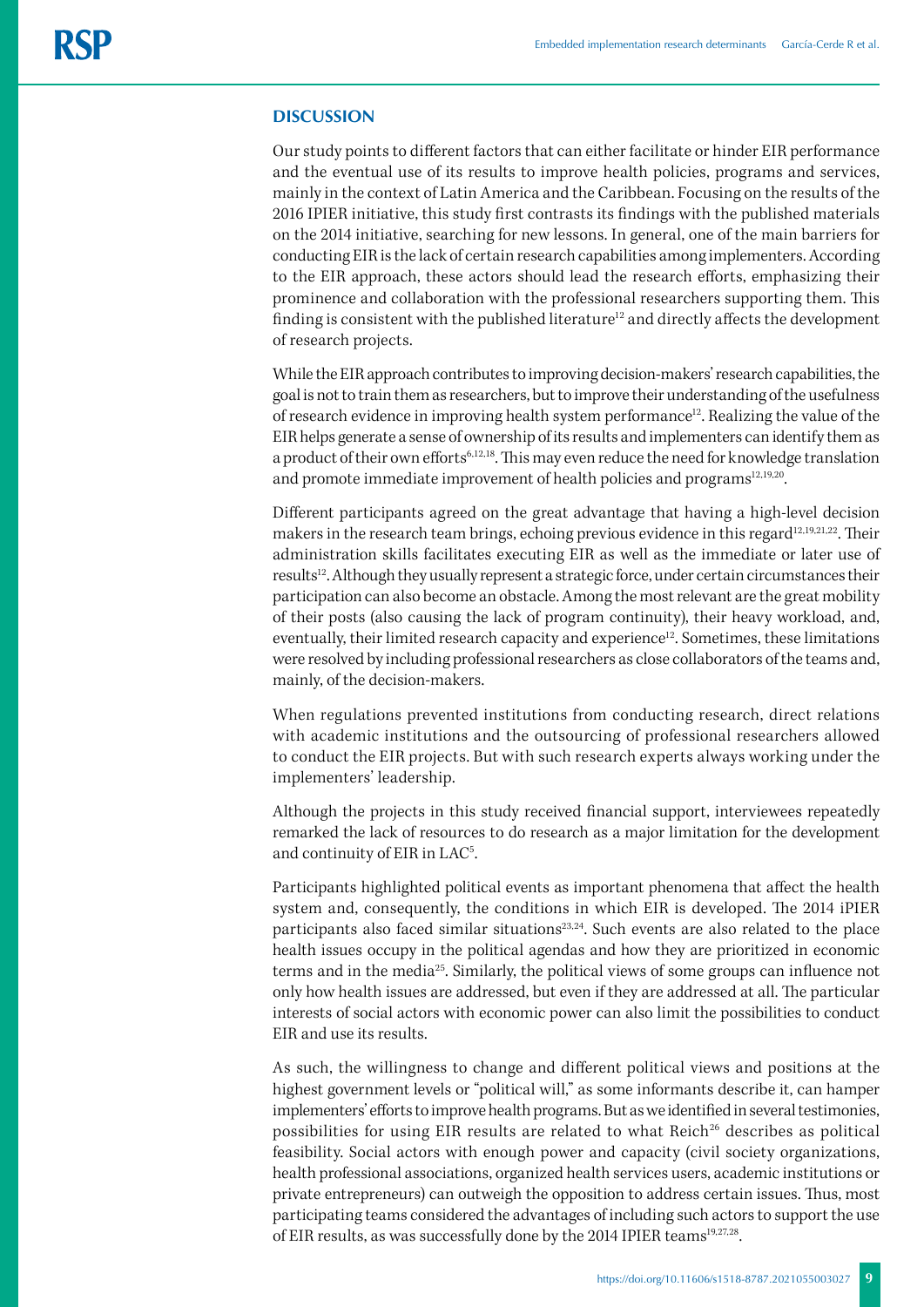## DISCUSSION

Our study points to different factors that can either facilitate or hinder EIR performance and the eventual use of its results to improve health policies, programs and services, mainly in the context of Latin America and the Caribbean. Focusing on the results of the 2016 IPIER initiative, this study first contrasts its findings with the published materials on the 2014 initiative, searching for new lessons. In general, one of the main barriers for conducting EIR is the lack of certain research capabilities among implementers. According to the EIR approach, these actors should lead the research efforts, emphasizing their prominence and collaboration with the professional researchers supporting them. This finding is consistent with the published literature[12] and directly affects the development of research projects.

While the EIR approach contributes to improving decision-makers' research capabilities, the goal is not to train them as researchers, but to improve their understanding of the usefulness of research evidence in improving health system performance[12]. Realizing the value of the EIR helps generate a sense of ownership of its results and implementers can identify them as a product of their own efforts[6,12,18]. This may even reduce the need for knowledge translation and promote immediate improvement of health policies and programs[12,19,20].

Different participants agreed on the great advantage that having a high-level decision makers in the research team brings, echoing previous evidence in this regard[12,19,21,22]. Their administration skills facilitates executing EIR as well as the immediate or later use of results[12]. Although they usually represent a strategic force, under certain circumstances their participation can also become an obstacle. Among the most relevant are the great mobility of their posts (also causing the lack of program continuity), their heavy workload, and, eventually, their limited research capacity and experience[12]. Sometimes, these limitations were resolved by including professional researchers as close collaborators of the teams and, mainly, of the decision-makers.

When regulations prevented institutions from conducting research, direct relations with academic institutions and the outsourcing of professional researchers allowed to conduct the EIR projects. But with such research experts always working under the implementers' leadership.

Although the projects in this study received financial support, interviewees repeatedly remarked the lack of resources to do research as a major limitation for the development and continuity of EIR in LAC[5].

Participants highlighted political events as important phenomena that affect the health system and, consequently, the conditions in which EIR is developed. The 2014 iPIER participants also faced similar situations[23,24]. Such events are also related to the place health issues occupy in the political agendas and how they are prioritized in economic terms and in the media[25]. Similarly, the political views of some groups can influence not only how health issues are addressed, but even if they are addressed at all. The particular interests of social actors with economic power can also limit the possibilities to conduct EIR and use its results.

As such, the willingness to change and different political views and positions at the highest government levels or "political will," as some informants describe it, can hamper implementers' efforts to improve health programs. But as we identified in several testimonies, possibilities for using EIR results are related to what Reich[26] describes as political feasibility. Social actors with enough power and capacity (civil society organizations, health professional associations, organized health services users, academic institutions or private entrepreneurs) can outweigh the opposition to address certain issues. Thus, most participating teams considered the advantages of including such actors to support the use of EIR results, as was successfully done by the 2014 IPIER teams[19,27,28].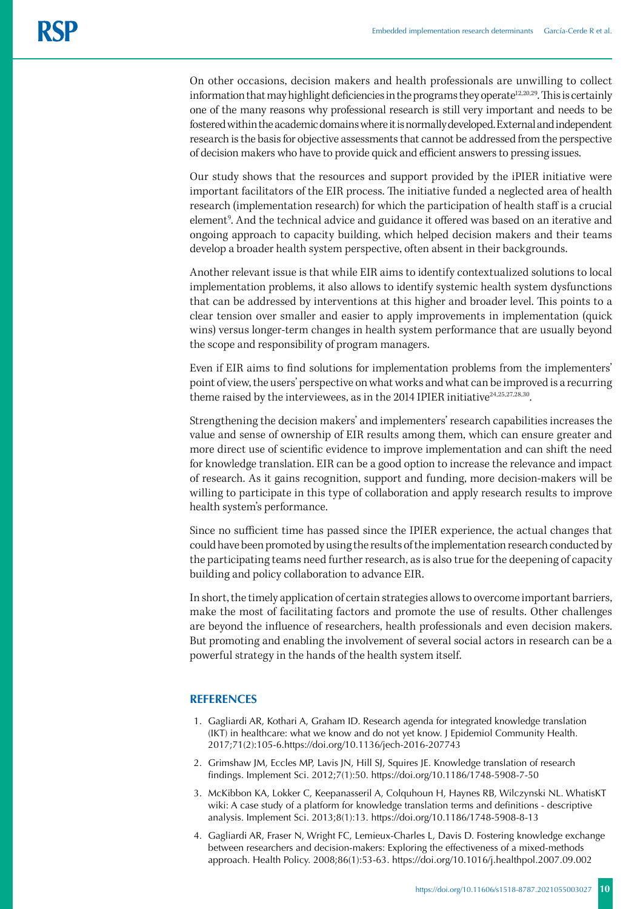On other occasions, decision makers and health professionals are unwilling to collect information that may highlight deficiencies in the programs they operate[12,20,29]. This is certainly one of the many reasons why professional research is still very important and needs to be fostered within the academic domains where it is normally developed. External and independent research is the basis for objective assessments that cannot be addressed from the perspective of decision makers who have to provide quick and efficient answers to pressing issues.

Our study shows that the resources and support provided by the iPIER initiative were important facilitators of the EIR process. The initiative funded a neglected area of health research (implementation research) for which the participation of health staff is a crucial element[9]. And the technical advice and guidance it offered was based on an iterative and ongoing approach to capacity building, which helped decision makers and their teams develop a broader health system perspective, often absent in their backgrounds.

Another relevant issue is that while EIR aims to identify contextualized solutions to local implementation problems, it also allows to identify systemic health system dysfunctions that can be addressed by interventions at this higher and broader level. This points to a clear tension over smaller and easier to apply improvements in implementation (quick wins) versus longer-term changes in health system performance that are usually beyond the scope and responsibility of program managers.

Even if EIR aims to find solutions for implementation problems from the implementers' point of view, the users' perspective on what works and what can be improved is a recurring theme raised by the interviewees, as in the 2014 IPIER initiative[24,25,27,28,30].

Strengthening the decision makers' and implementers' research capabilities increases the value and sense of ownership of EIR results among them, which can ensure greater and more direct use of scientific evidence to improve implementation and can shift the need for knowledge translation. EIR can be a good option to increase the relevance and impact of research. As it gains recognition, support and funding, more decision-makers will be willing to participate in this type of collaboration and apply research results to improve health system's performance.

Since no sufficient time has passed since the IPIER experience, the actual changes that could have been promoted by using the results of the implementation research conducted by the participating teams need further research, as is also true for the deepening of capacity building and policy collaboration to advance EIR.

In short, the timely application of certain strategies allows to overcome important barriers, make the most of facilitating factors and promote the use of results. Other challenges are beyond the influence of researchers, health professionals and even decision makers. But promoting and enabling the involvement of several social actors in research can be a powerful strategy in the hands of the health system itself.

## REFERENCES

1. Gagliardi AR, Kothari A, Graham ID. Research agenda for integrated knowledge translation (IKT) in healthcare: what we know and do not yet know. J Epidemiol Community Health. 2017;71(2):105-6.https://doi.org/10.1136/jech-2016-207743
2. Grimshaw JM, Eccles MP, Lavis JN, Hill SJ, Squires JE. Knowledge translation of research findings. Implement Sci. 2012;7(1):50. https://doi.org/10.1186/1748-5908-7-50
3. McKibbon KA, Lokker C, Keepanasseril A, Colquhoun H, Haynes RB, Wilczynski NL. WhatisKT wiki: A case study of a platform for knowledge translation terms and definitions - descriptive analysis. Implement Sci. 2013;8(1):13. https://doi.org/10.1186/1748-5908-8-13
4. Gagliardi AR, Fraser N, Wright FC, Lemieux-Charles L, Davis D. Fostering knowledge exchange between researchers and decision-makers: Exploring the effectiveness of a mixed-methods approach. Health Policy. 2008;86(1):53-63. https://doi.org/10.1016/j.healthpol.2007.09.002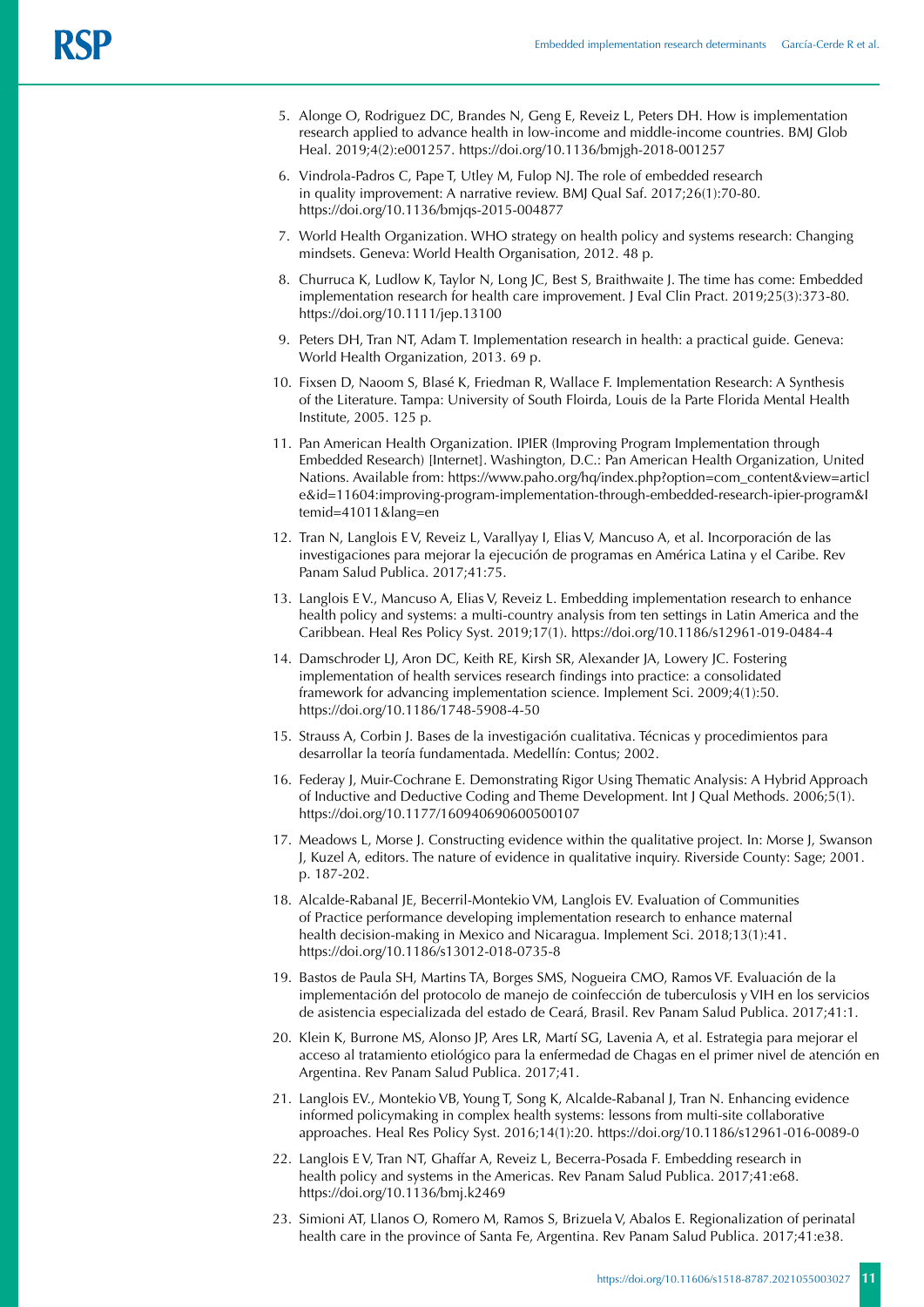5. Alonge O, Rodriguez DC, Brandes N, Geng E, Reveiz L, Peters DH. How is implementation research applied to advance health in low-income and middle-income countries. BMJ Glob Heal. 2019;4(2):e001257. https://doi.org/10.1136/bmjgh-2018-001257

6. Vindrola-Padros C, Pape T, Utley M, Fulop NJ. The role of embedded research in quality improvement: A narrative review. BMJ Qual Saf. 2017;26(1):70-80. https://doi.org/10.1136/bmjqs-2015-004877

7. World Health Organization. WHO strategy on health policy and systems research: Changing mindsets. Geneva: World Health Organisation, 2012. 48 p.

8. Churruca K, Ludlow K, Taylor N, Long JC, Best S, Braithwaite J. The time has come: Embedded implementation research for health care improvement. J Eval Clin Pract. 2019;25(3):373-80. https://doi.org/10.1111/jep.13100

9. Peters DH, Tran NT, Adam T. Implementation research in health: a practical guide. Geneva: World Health Organization, 2013. 69 p.

10. Fixsen D, Naoom S, Blasé K, Friedman R, Wallace F. Implementation Research: A Synthesis of the Literature. Tampa: University of South Floirda, Louis de la Parte Florida Mental Health Institute, 2005. 125 p.

11. Pan American Health Organization. IPIER (Improving Program Implementation through Embedded Research) [Internet]. Washington, D.C.: Pan American Health Organization, United Nations. Available from: https://www.paho.org/hq/index.php?option=com_content&view=article&id=11604:improving-program-implementation-through-embedded-research-ipier-program&Itemid=41011&lang=en

12. Tran N, Langlois E V, Reveiz L, Varallyay I, Elias V, Mancuso A, et al. Incorporación de las investigaciones para mejorar la ejecución de programas en América Latina y el Caribe. Rev Panam Salud Publica. 2017;41:75.

13. Langlois E V., Mancuso A, Elias V, Reveiz L. Embedding implementation research to enhance health policy and systems: a multi-country analysis from ten settings in Latin America and the Caribbean. Heal Res Policy Syst. 2019;17(1). https://doi.org/10.1186/s12961-019-0484-4

14. Damschroder LJ, Aron DC, Keith RE, Kirsh SR, Alexander JA, Lowery JC. Fostering implementation of health services research findings into practice: a consolidated framework for advancing implementation science. Implement Sci. 2009;4(1):50. https://doi.org/10.1186/1748-5908-4-50

15. Strauss A, Corbin J. Bases de la investigación cualitativa. Técnicas y procedimientos para desarrollar la teoría fundamentada. Medellín: Contus; 2002.

16. Federay J, Muir-Cochrane E. Demonstrating Rigor Using Thematic Analysis: A Hybrid Approach of Inductive and Deductive Coding and Theme Development. Int J Qual Methods. 2006;5(1). https://doi.org/10.1177/160940690600500107

17. Meadows L, Morse J. Constructing evidence within the qualitative project. In: Morse J, Swanson J, Kuzel A, editors. The nature of evidence in qualitative inquiry. Riverside County: Sage; 2001. p. 187-202.

18. Alcalde-Rabanal JE, Becerril-Montekio VM, Langlois EV. Evaluation of Communities of Practice performance developing implementation research to enhance maternal health decision-making in Mexico and Nicaragua. Implement Sci. 2018;13(1):41. https://doi.org/10.1186/s13012-018-0735-8

19. Bastos de Paula SH, Martins TA, Borges SMS, Nogueira CMO, Ramos VF. Evaluación de la implementación del protocolo de manejo de coinfección de tuberculosis y VIH en los servicios de asistencia especializada del estado de Ceará, Brasil. Rev Panam Salud Publica. 2017;41:1.

20. Klein K, Burrone MS, Alonso JP, Ares LR, Martí SG, Lavenia A, et al. Estrategia para mejorar el acceso al tratamiento etiológico para la enfermedad de Chagas en el primer nivel de atención en Argentina. Rev Panam Salud Publica. 2017;41.

21. Langlois EV., Montekio VB, Young T, Song K, Alcalde-Rabanal J, Tran N. Enhancing evidence informed policymaking in complex health systems: lessons from multi-site collaborative approaches. Heal Res Policy Syst. 2016;14(1):20. https://doi.org/10.1186/s12961-016-0089-0

22. Langlois E V, Tran NT, Ghaffar A, Reveiz L, Becerra-Posada F. Embedding research in health policy and systems in the Americas. Rev Panam Salud Publica. 2017;41:e68. https://doi.org/10.1136/bmj.k2469

23. Simioni AT, Llanos O, Romero M, Ramos S, Brizuela V, Abalos E. Regionalization of perinatal health care in the province of Santa Fe, Argentina. Rev Panam Salud Publica. 2017;41:e38.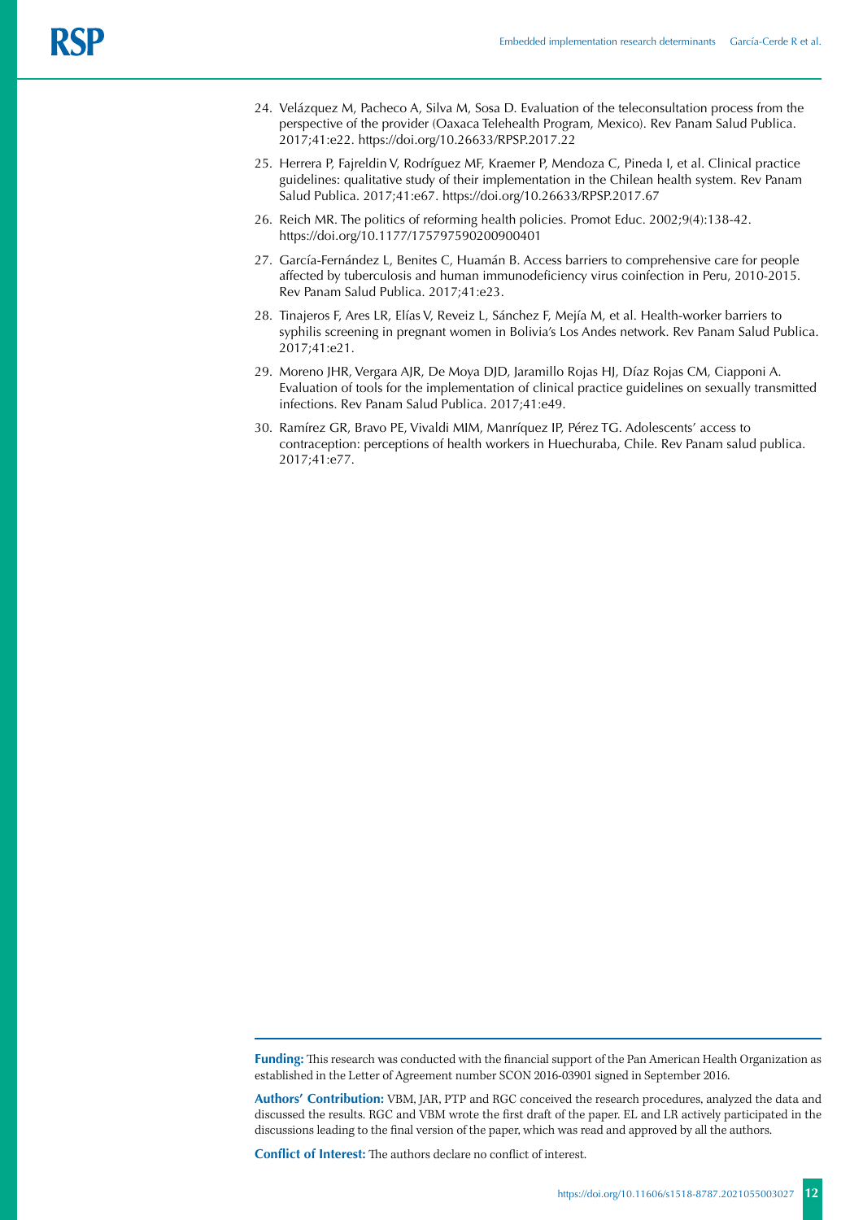24. Velázquez M, Pacheco A, Silva M, Sosa D. Evaluation of the teleconsultation process from the perspective of the provider (Oaxaca Telehealth Program, Mexico). Rev Panam Salud Publica. 2017;41:e22. https://doi.org/10.26633/RPSP.2017.22

25. Herrera P, Fajreldin V, Rodríguez MF, Kraemer P, Mendoza C, Pineda I, et al. Clinical practice guidelines: qualitative study of their implementation in the Chilean health system. Rev Panam Salud Publica. 2017;41:e67. https://doi.org/10.26633/RPSP.2017.67

26. Reich MR. The politics of reforming health policies. Promot Educ. 2002;9(4):138-42. https://doi.org/10.1177/175797590200900401

27. García-Fernández L, Benites C, Huamán B. Access barriers to comprehensive care for people affected by tuberculosis and human immunodeficiency virus coinfection in Peru, 2010-2015. Rev Panam Salud Publica. 2017;41:e23.

28. Tinajeros F, Ares LR, Elías V, Reveiz L, Sánchez F, Mejía M, et al. Health-worker barriers to syphilis screening in pregnant women in Bolivia's Los Andes network. Rev Panam Salud Publica. 2017;41:e21.

29. Moreno JHR, Vergara AJR, De Moya DJD, Jaramillo Rojas HJ, Díaz Rojas CM, Ciapponi A. Evaluation of tools for the implementation of clinical practice guidelines on sexually transmitted infections. Rev Panam Salud Publica. 2017;41:e49.

30. Ramírez GR, Bravo PE, Vivaldi MIM, Manríquez IP, Pérez TG. Adolescents' access to contraception: perceptions of health workers in Huechuraba, Chile. Rev Panam salud publica. 2017;41:e77.

**Funding:** This research was conducted with the financial support of the Pan American Health Organization as established in the Letter of Agreement number SCON 2016-03901 signed in September 2016.

**Authors' Contribution:** VBM, JAR, PTP and RGC conceived the research procedures, analyzed the data and discussed the results. RGC and VBM wrote the first draft of the paper. EL and LR actively participated in the discussions leading to the final version of the paper, which was read and approved by all the authors.

**Conflict of Interest:** The authors declare no conflict of interest.